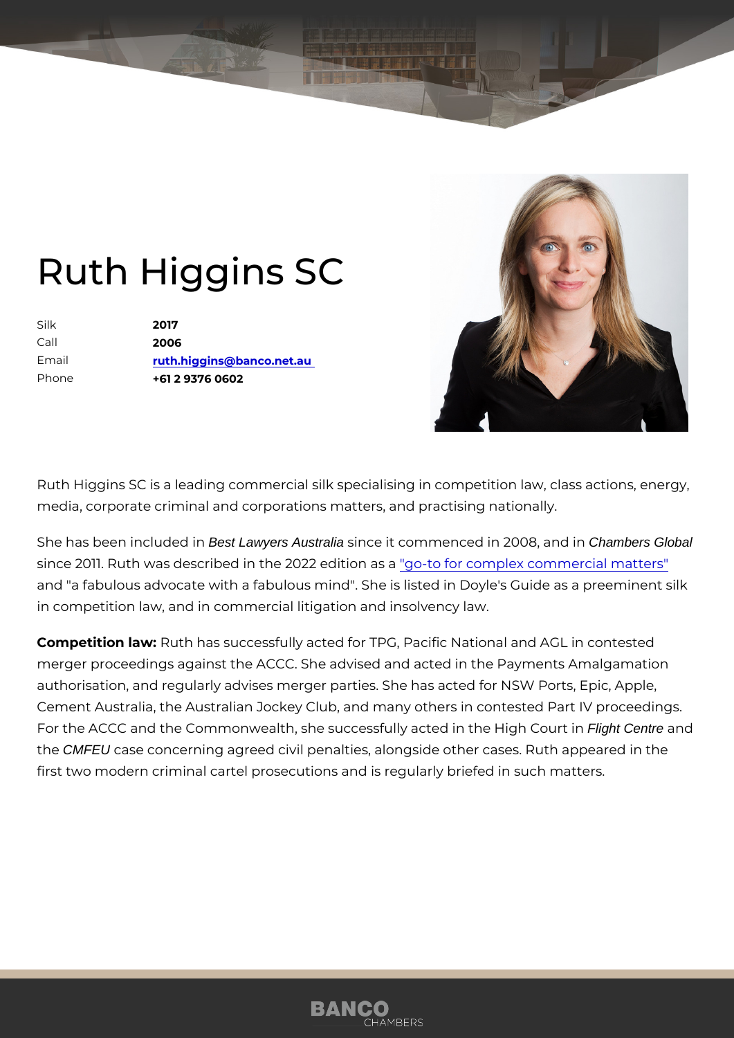# Ruth Higgins SC

| | |
|---|---|
| Silk | **2017** |
| Call | **2006** |
| Email | **ruth.higgins@banco.net.au** |
| Phone | **+61 2 9376 0602** |

Ruth Higgins SC is a leading commercial silk specialising in competition law, class actions, energy, media, corporate criminal and corporations matters, and practising nationally.

She has been included in *Best Lawyers Australia* since it commenced in 2008, and in *Chambers Global* since 2011. Ruth was described in the 2022 edition as a "go-to for complex commercial matters" and "a fabulous advocate with a fabulous mind". She is listed in Doyle's Guide as a preeminent silk in competition law, and in commercial litigation and insolvency law.

**Competition law:** Ruth has successfully acted for TPG, Pacific National and AGL in contested merger proceedings against the ACCC. She advised and acted in the Payments Amalgamation authorisation, and regularly advises merger parties. She has acted for NSW Ports, Epic, Apple, Cement Australia, the Australian Jockey Club, and many others in contested Part IV proceedings. For the ACCC and the Commonwealth, she successfully acted in the High Court in *Flight Centre* and the *CMFEU* case concerning agreed civil penalties, alongside other cases. Ruth appeared in the first two modern criminal cartel prosecutions and is regularly briefed in such matters.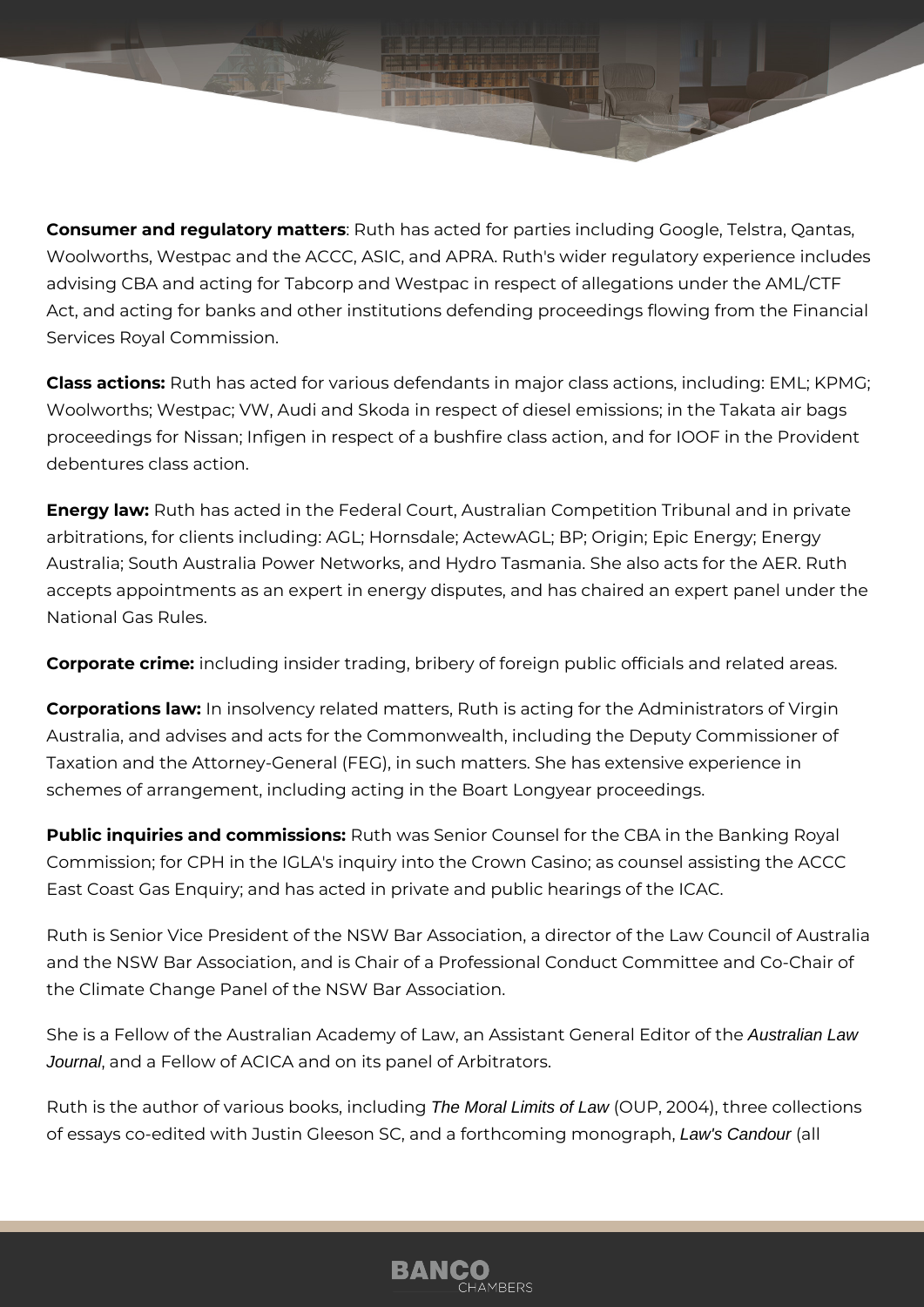**Consumer and regulatory matters**: Ruth has acted for parties including Google, Telstra, Qantas, Woolworths, Westpac and the ACCC, ASIC, and APRA. Ruth's wider regulatory experience includes advising CBA and acting for Tabcorp and Westpac in respect of allegations under the AML/CTF Act, and acting for banks and other institutions defending proceedings flowing from the Financial Services Royal Commission.

**Class actions:** Ruth has acted for various defendants in major class actions, including: EML; KPMG; Woolworths; Westpac; VW, Audi and Skoda in respect of diesel emissions; in the Takata air bags proceedings for Nissan; Infigen in respect of a bushfire class action, and for IOOF in the Provident debentures class action.

**Energy law:** Ruth has acted in the Federal Court, Australian Competition Tribunal and in private arbitrations, for clients including: AGL; Hornsdale; ActewAGL; BP; Origin; Epic Energy; Energy Australia; South Australia Power Networks, and Hydro Tasmania. She also acts for the AER. Ruth accepts appointments as an expert in energy disputes, and has chaired an expert panel under the National Gas Rules.

**Corporate crime:** including insider trading, bribery of foreign public officials and related areas.

**Corporations law:** In insolvency related matters, Ruth is acting for the Administrators of Virgin Australia, and advises and acts for the Commonwealth, including the Deputy Commissioner of Taxation and the Attorney-General (FEG), in such matters. She has extensive experience in schemes of arrangement, including acting in the Boart Longyear proceedings.

**Public inquiries and commissions:** Ruth was Senior Counsel for the CBA in the Banking Royal Commission; for CPH in the IGLA's inquiry into the Crown Casino; as counsel assisting the ACCC East Coast Gas Enquiry; and has acted in private and public hearings of the ICAC.

Ruth is Senior Vice President of the NSW Bar Association, a director of the Law Council of Australia and the NSW Bar Association, and is Chair of a Professional Conduct Committee and Co-Chair of the Climate Change Panel of the NSW Bar Association.

She is a Fellow of the Australian Academy of Law, an Assistant General Editor of the *Australian Law Journal*, and a Fellow of ACICA and on its panel of Arbitrators.

Ruth is the author of various books, including *The Moral Limits of Law* (OUP, 2004), three collections of essays co-edited with Justin Gleeson SC, and a forthcoming monograph, *Law's Candour* (all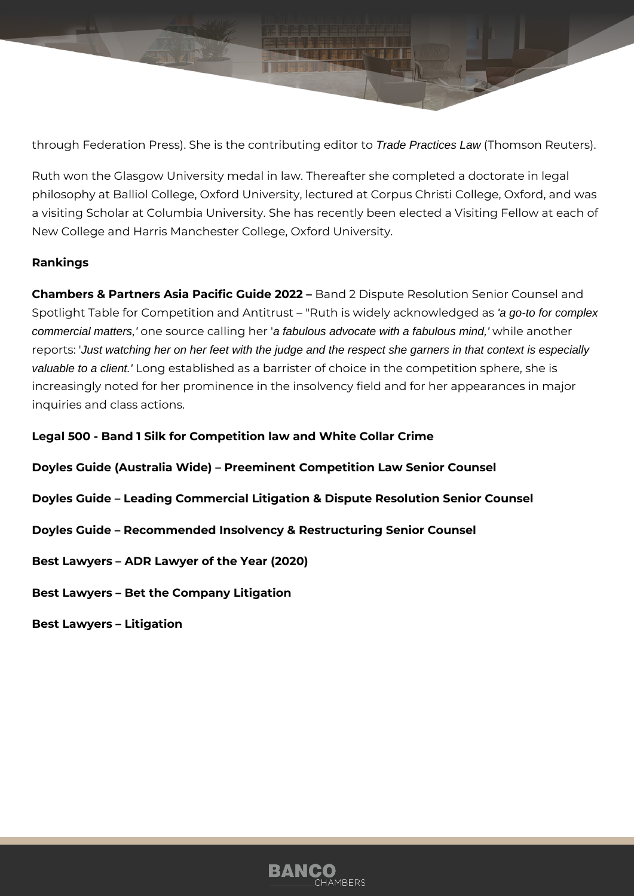through Federation Press). She is the contributing editor to *Trade Practices Law* (Thomson Reuters).

Ruth won the Glasgow University medal in law. Thereafter she completed a doctorate in legal philosophy at Balliol College, Oxford University, lectured at Corpus Christi College, Oxford, and was a visiting Scholar at Columbia University. She has recently been elected a Visiting Fellow at each of New College and Harris Manchester College, Oxford University.

**Rankings**

**Chambers & Partners Asia Pacific Guide 2022 –** Band 2 Dispute Resolution Senior Counsel and Spotlight Table for Competition and Antitrust – "Ruth is widely acknowledged as *'a go-to for complex commercial matters,'* one source calling her '*a fabulous advocate with a fabulous mind,'* while another reports: '*Just watching her on her feet with the judge and the respect she garners in that context is especially valuable to a client.'* Long established as a barrister of choice in the competition sphere, she is increasingly noted for her prominence in the insolvency field and for her appearances in major inquiries and class actions.

**Legal 500 - Band 1 Silk for Competition law and White Collar Crime**

**Doyles Guide (Australia Wide) – Preeminent Competition Law Senior Counsel**

**Doyles Guide – Leading Commercial Litigation & Dispute Resolution Senior Counsel**

**Doyles Guide – Recommended Insolvency & Restructuring Senior Counsel**

**Best Lawyers – ADR Lawyer of the Year (2020)**

**Best Lawyers – Bet the Company Litigation**

**Best Lawyers – Litigation**